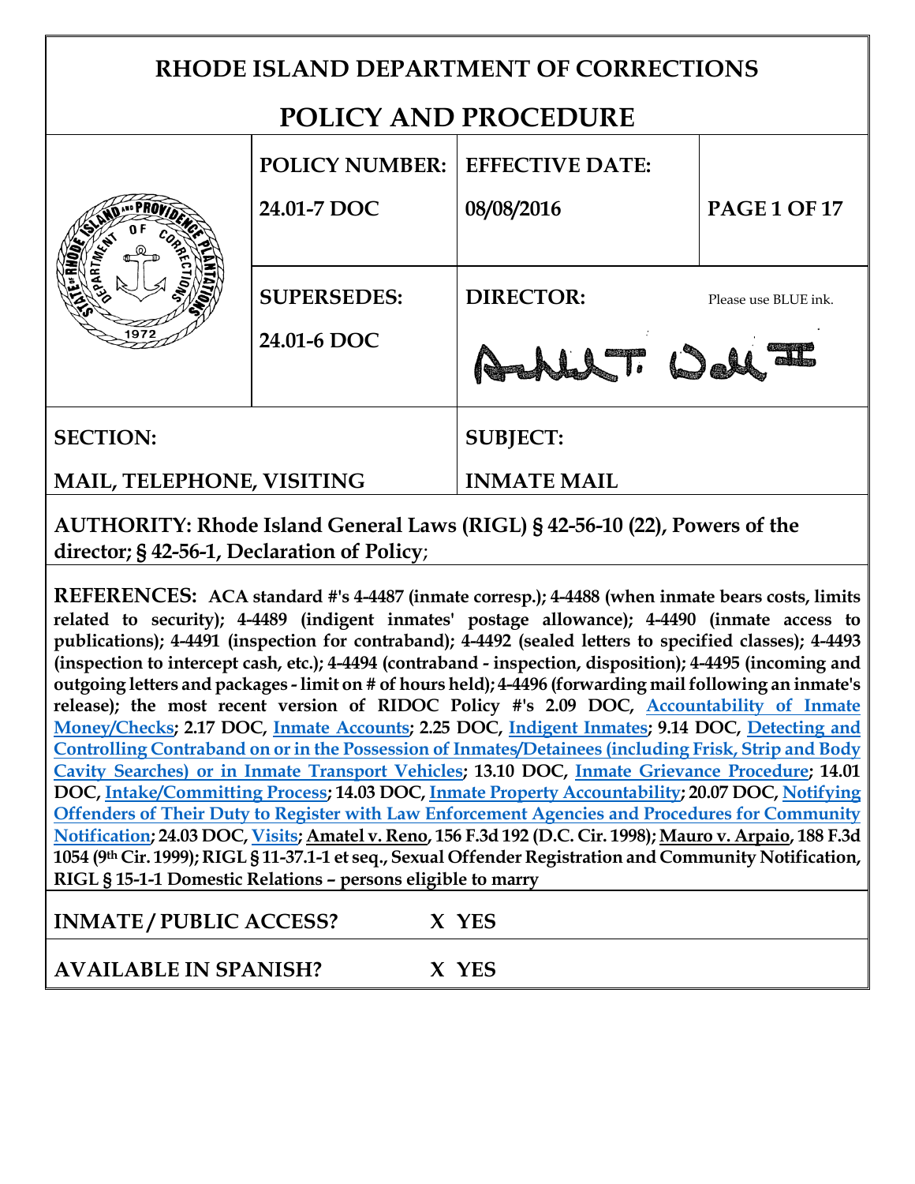# RHODE ISLAND DEPARTMENT OF CORRECTIONS

# POLICY AND PROCEDURE

| | POLICY NUMBER: | EFFECTIVE DATE: | |
|---|---|---|---|
| | 24.01-7 DOC | 08/08/2016 | PAGE 1 OF 17 |
| | SUPERSEDES: | DIRECTOR: | Please use BLUE ink. |
| | 24.01-6 DOC | | |

| SECTION: | SUBJECT: |
|---|---|
| MAIL, TELEPHONE, VISITING | INMATE MAIL |

**AUTHORITY: Rhode Island General Laws (RIGL) § 42-56-10 (22), Powers of the director; § 42-56-1, Declaration of Policy**;

**REFERENCES: ACA standard #'s 4-4487 (inmate corresp.); 4-4488 (when inmate bears costs, limits related to security); 4-4489 (indigent inmates' postage allowance); 4-4490 (inmate access to publications); 4-4491 (inspection for contraband); 4-4492 (sealed letters to specified classes); 4-4493 (inspection to intercept cash, etc.); 4-4494 (contraband - inspection, disposition); 4-4495 (incoming and outgoing letters and packages - limit on # of hours held); 4-4496 (forwarding mail following an inmate's release); the most recent version of RIDOC Policy #'s 2.09 DOC, Accountability of Inmate Money/Checks; 2.17 DOC, Inmate Accounts; 2.25 DOC, Indigent Inmates; 9.14 DOC, Detecting and Controlling Contraband on or in the Possession of Inmates/Detainees (including Frisk, Strip and Body Cavity Searches) or in Inmate Transport Vehicles; 13.10 DOC, Inmate Grievance Procedure; 14.01 DOC, Intake/Committing Process; 14.03 DOC, Inmate Property Accountability; 20.07 DOC, Notifying Offenders of Their Duty to Register with Law Enforcement Agencies and Procedures for Community Notification; 24.03 DOC, Visits; Amatel v. Reno, 156 F.3d 192 (D.C. Cir. 1998); Mauro v. Arpaio, 188 F.3d 1054 (9th Cir. 1999); RIGL § 11-37.1-1 et seq., Sexual Offender Registration and Community Notification, RIGL § 15-1-1 Domestic Relations – persons eligible to marry**

| INMATE / PUBLIC ACCESS? | X YES |
|---|---|
| **AVAILABLE IN SPANISH?** | **X YES** |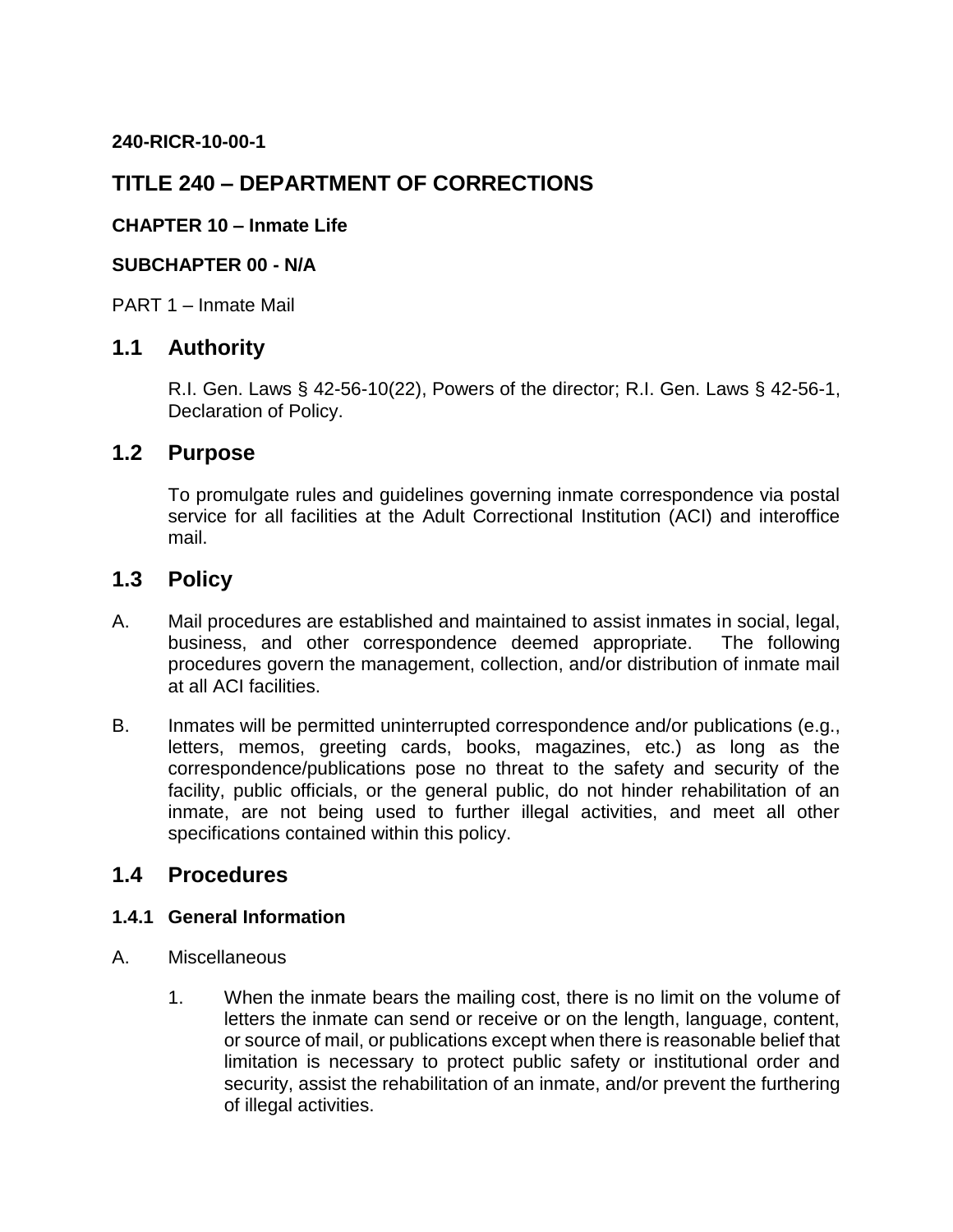**240-RICR-10-00-1**

# TITLE 240 – DEPARTMENT OF CORRECTIONS

**CHAPTER 10 – Inmate Life**

**SUBCHAPTER 00 - N/A**

PART 1 – Inmate Mail

## 1.1 Authority

R.I. Gen. Laws § 42-56-10(22), Powers of the director; R.I. Gen. Laws § 42-56-1, Declaration of Policy.

## 1.2 Purpose

To promulgate rules and guidelines governing inmate correspondence via postal service for all facilities at the Adult Correctional Institution (ACI) and interoffice mail.

## 1.3 Policy

A. Mail procedures are established and maintained to assist inmates in social, legal, business, and other correspondence deemed appropriate. The following procedures govern the management, collection, and/or distribution of inmate mail at all ACI facilities.

B. Inmates will be permitted uninterrupted correspondence and/or publications (e.g., letters, memos, greeting cards, books, magazines, etc.) as long as the correspondence/publications pose no threat to the safety and security of the facility, public officials, or the general public, do not hinder rehabilitation of an inmate, are not being used to further illegal activities, and meet all other specifications contained within this policy.

## 1.4 Procedures

### 1.4.1 General Information

A. Miscellaneous

1. When the inmate bears the mailing cost, there is no limit on the volume of letters the inmate can send or receive or on the length, language, content, or source of mail, or publications except when there is reasonable belief that limitation is necessary to protect public safety or institutional order and security, assist the rehabilitation of an inmate, and/or prevent the furthering of illegal activities.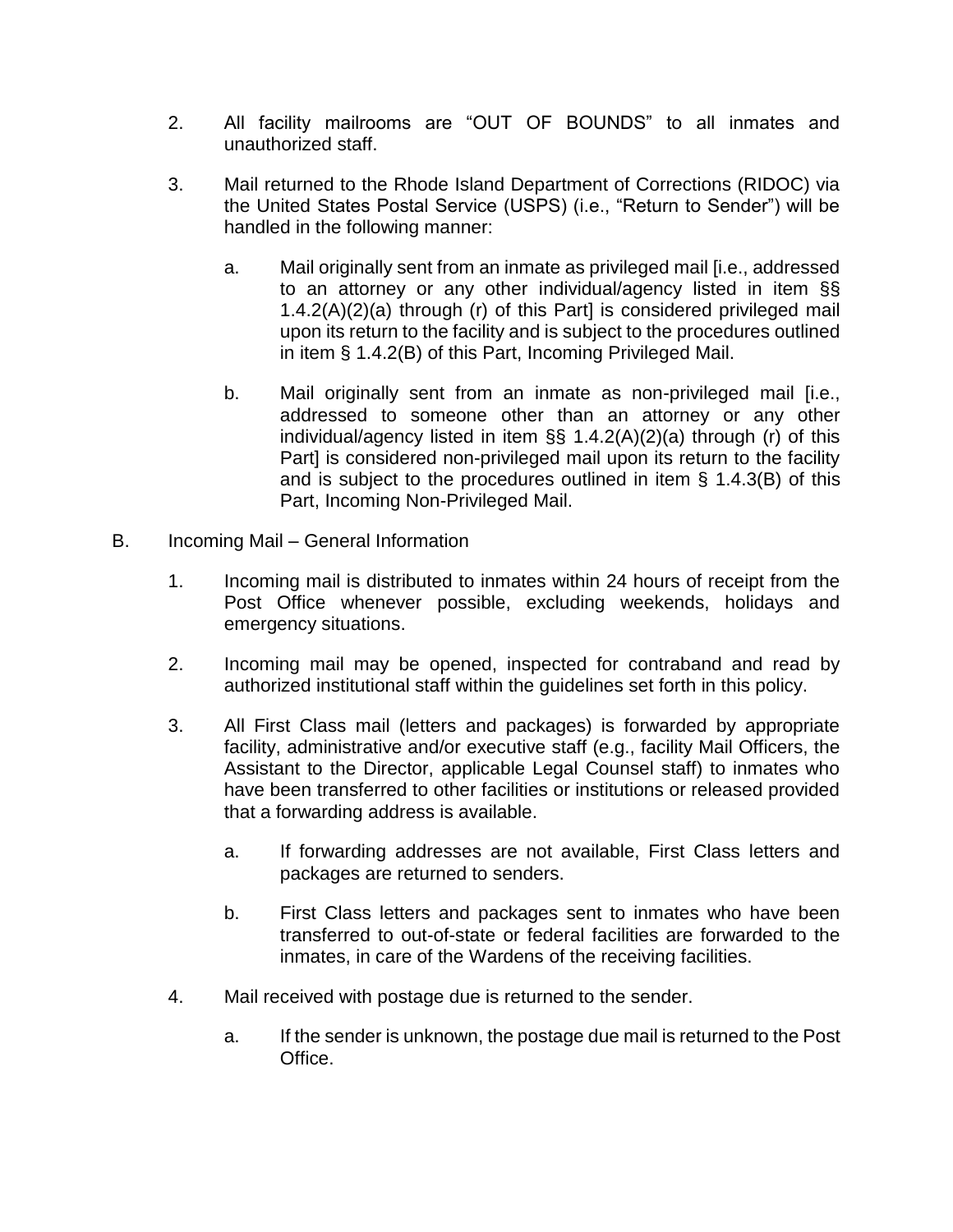2. All facility mailrooms are "OUT OF BOUNDS" to all inmates and unauthorized staff.

3. Mail returned to the Rhode Island Department of Corrections (RIDOC) via the United States Postal Service (USPS) (i.e., "Return to Sender") will be handled in the following manner:

   a. Mail originally sent from an inmate as privileged mail [i.e., addressed to an attorney or any other individual/agency listed in item §§ 1.4.2(A)(2)(a) through (r) of this Part] is considered privileged mail upon its return to the facility and is subject to the procedures outlined in item § 1.4.2(B) of this Part, Incoming Privileged Mail.

   b. Mail originally sent from an inmate as non-privileged mail [i.e., addressed to someone other than an attorney or any other individual/agency listed in item §§ 1.4.2(A)(2)(a) through (r) of this Part] is considered non-privileged mail upon its return to the facility and is subject to the procedures outlined in item § 1.4.3(B) of this Part, Incoming Non-Privileged Mail.

B. Incoming Mail – General Information

1. Incoming mail is distributed to inmates within 24 hours of receipt from the Post Office whenever possible, excluding weekends, holidays and emergency situations.

2. Incoming mail may be opened, inspected for contraband and read by authorized institutional staff within the guidelines set forth in this policy.

3. All First Class mail (letters and packages) is forwarded by appropriate facility, administrative and/or executive staff (e.g., facility Mail Officers, the Assistant to the Director, applicable Legal Counsel staff) to inmates who have been transferred to other facilities or institutions or released provided that a forwarding address is available.

   a. If forwarding addresses are not available, First Class letters and packages are returned to senders.

   b. First Class letters and packages sent to inmates who have been transferred to out-of-state or federal facilities are forwarded to the inmates, in care of the Wardens of the receiving facilities.

4. Mail received with postage due is returned to the sender.

   a. If the sender is unknown, the postage due mail is returned to the Post Office.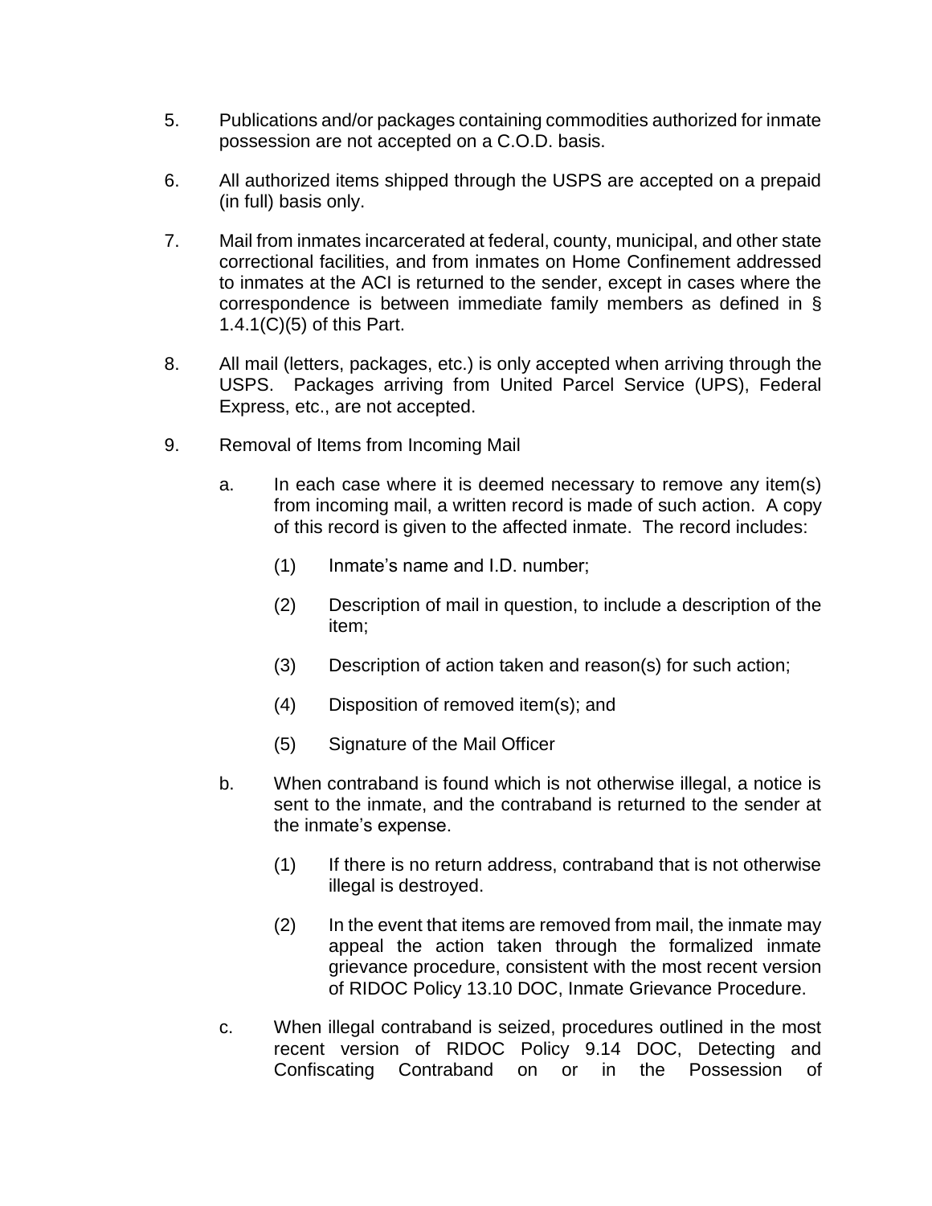5. Publications and/or packages containing commodities authorized for inmate possession are not accepted on a C.O.D. basis.

6. All authorized items shipped through the USPS are accepted on a prepaid (in full) basis only.

7. Mail from inmates incarcerated at federal, county, municipal, and other state correctional facilities, and from inmates on Home Confinement addressed to inmates at the ACI is returned to the sender, except in cases where the correspondence is between immediate family members as defined in § 1.4.1(C)(5) of this Part.

8. All mail (letters, packages, etc.) is only accepted when arriving through the USPS. Packages arriving from United Parcel Service (UPS), Federal Express, etc., are not accepted.

9. Removal of Items from Incoming Mail

   a. In each case where it is deemed necessary to remove any item(s) from incoming mail, a written record is made of such action. A copy of this record is given to the affected inmate. The record includes:

      (1) Inmate's name and I.D. number;

      (2) Description of mail in question, to include a description of the item;

      (3) Description of action taken and reason(s) for such action;

      (4) Disposition of removed item(s); and

      (5) Signature of the Mail Officer

   b. When contraband is found which is not otherwise illegal, a notice is sent to the inmate, and the contraband is returned to the sender at the inmate's expense.

      (1) If there is no return address, contraband that is not otherwise illegal is destroyed.

      (2) In the event that items are removed from mail, the inmate may appeal the action taken through the formalized inmate grievance procedure, consistent with the most recent version of RIDOC Policy 13.10 DOC, Inmate Grievance Procedure.

   c. When illegal contraband is seized, procedures outlined in the most recent version of RIDOC Policy 9.14 DOC, Detecting and Confiscating Contraband on or in the Possession of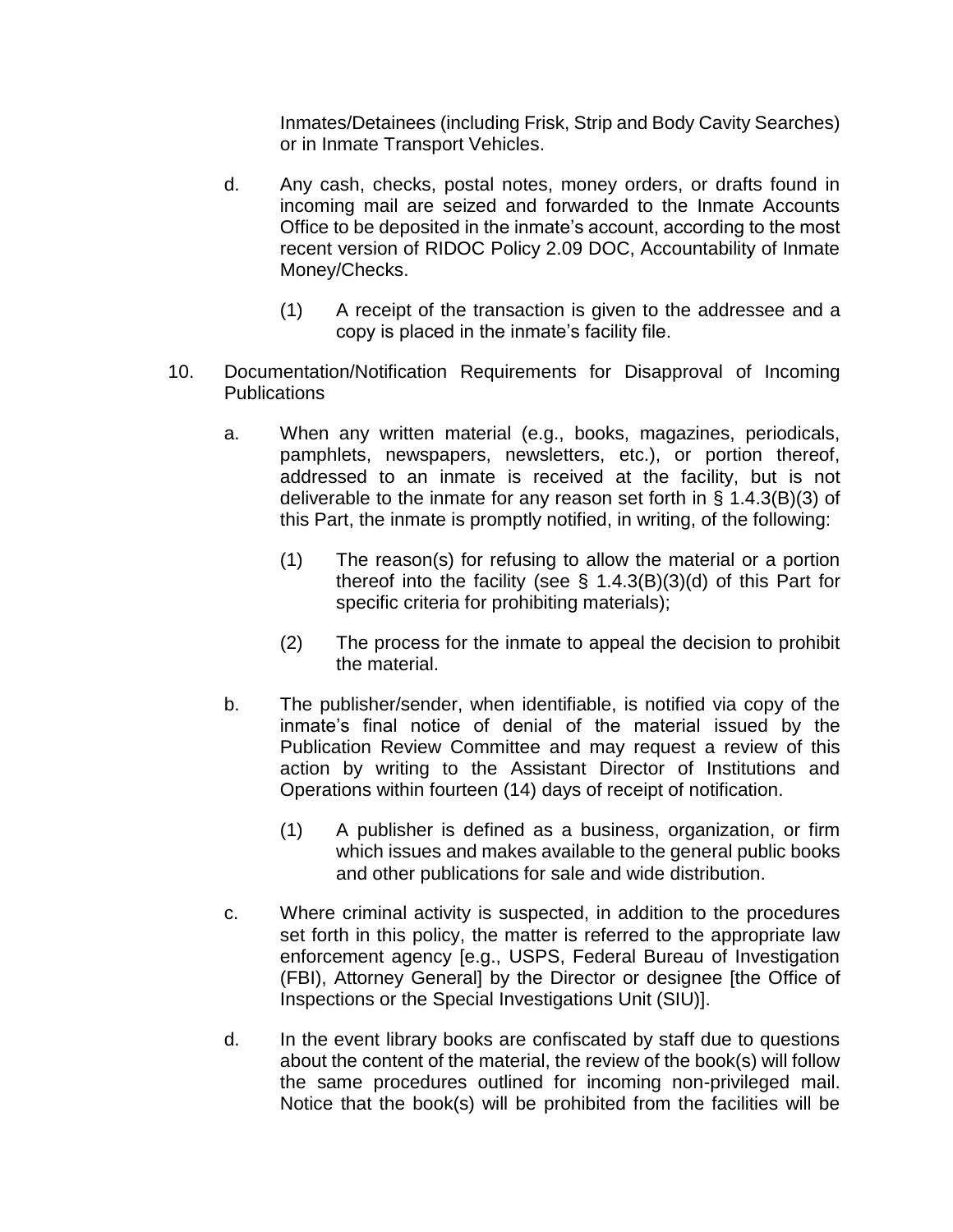Inmates/Detainees (including Frisk, Strip and Body Cavity Searches) or in Inmate Transport Vehicles.

d. Any cash, checks, postal notes, money orders, or drafts found in incoming mail are seized and forwarded to the Inmate Accounts Office to be deposited in the inmate's account, according to the most recent version of RIDOC Policy 2.09 DOC, Accountability of Inmate Money/Checks.

   (1) A receipt of the transaction is given to the addressee and a copy is placed in the inmate's facility file.

10. Documentation/Notification Requirements for Disapproval of Incoming Publications

   a. When any written material (e.g., books, magazines, periodicals, pamphlets, newspapers, newsletters, etc.), or portion thereof, addressed to an inmate is received at the facility, but is not deliverable to the inmate for any reason set forth in § 1.4.3(B)(3) of this Part, the inmate is promptly notified, in writing, of the following:

      (1) The reason(s) for refusing to allow the material or a portion thereof into the facility (see § 1.4.3(B)(3)(d) of this Part for specific criteria for prohibiting materials);

      (2) The process for the inmate to appeal the decision to prohibit the material.

   b. The publisher/sender, when identifiable, is notified via copy of the inmate's final notice of denial of the material issued by the Publication Review Committee and may request a review of this action by writing to the Assistant Director of Institutions and Operations within fourteen (14) days of receipt of notification.

      (1) A publisher is defined as a business, organization, or firm which issues and makes available to the general public books and other publications for sale and wide distribution.

   c. Where criminal activity is suspected, in addition to the procedures set forth in this policy, the matter is referred to the appropriate law enforcement agency [e.g., USPS, Federal Bureau of Investigation (FBI), Attorney General] by the Director or designee [the Office of Inspections or the Special Investigations Unit (SIU)].

   d. In the event library books are confiscated by staff due to questions about the content of the material, the review of the book(s) will follow the same procedures outlined for incoming non-privileged mail. Notice that the book(s) will be prohibited from the facilities will be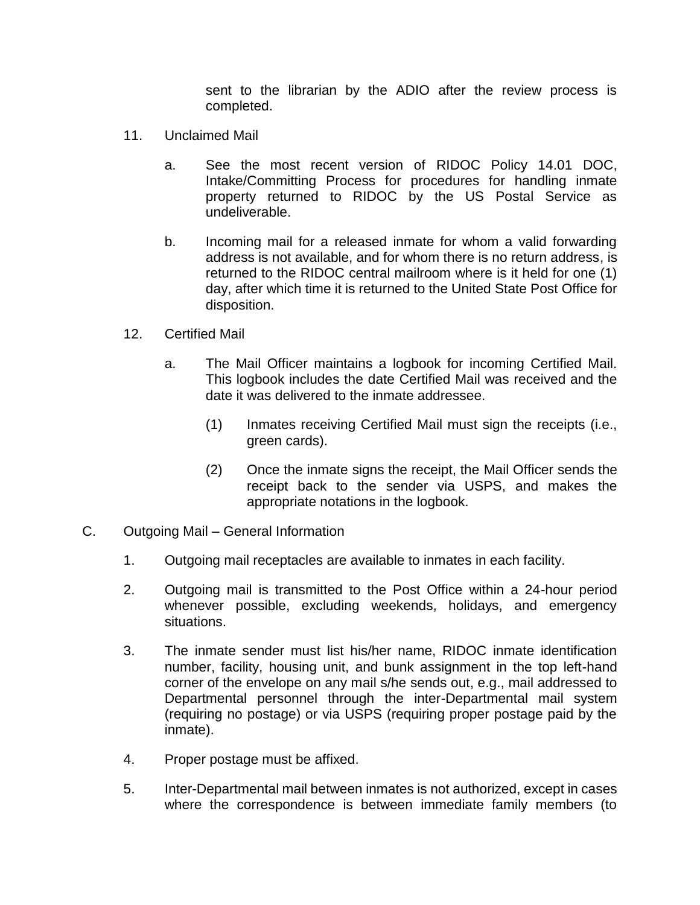sent to the librarian by the ADIO after the review process is completed.

11. Unclaimed Mail

    a. See the most recent version of RIDOC Policy 14.01 DOC, Intake/Committing Process for procedures for handling inmate property returned to RIDOC by the US Postal Service as undeliverable.

    b. Incoming mail for a released inmate for whom a valid forwarding address is not available, and for whom there is no return address, is returned to the RIDOC central mailroom where is it held for one (1) day, after which time it is returned to the United State Post Office for disposition.

12. Certified Mail

    a. The Mail Officer maintains a logbook for incoming Certified Mail. This logbook includes the date Certified Mail was received and the date it was delivered to the inmate addressee.

       (1) Inmates receiving Certified Mail must sign the receipts (i.e., green cards).

       (2) Once the inmate signs the receipt, the Mail Officer sends the receipt back to the sender via USPS, and makes the appropriate notations in the logbook.

C. Outgoing Mail – General Information

1. Outgoing mail receptacles are available to inmates in each facility.

2. Outgoing mail is transmitted to the Post Office within a 24-hour period whenever possible, excluding weekends, holidays, and emergency situations.

3. The inmate sender must list his/her name, RIDOC inmate identification number, facility, housing unit, and bunk assignment in the top left-hand corner of the envelope on any mail s/he sends out, e.g., mail addressed to Departmental personnel through the inter-Departmental mail system (requiring no postage) or via USPS (requiring proper postage paid by the inmate).

4. Proper postage must be affixed.

5. Inter-Departmental mail between inmates is not authorized, except in cases where the correspondence is between immediate family members (to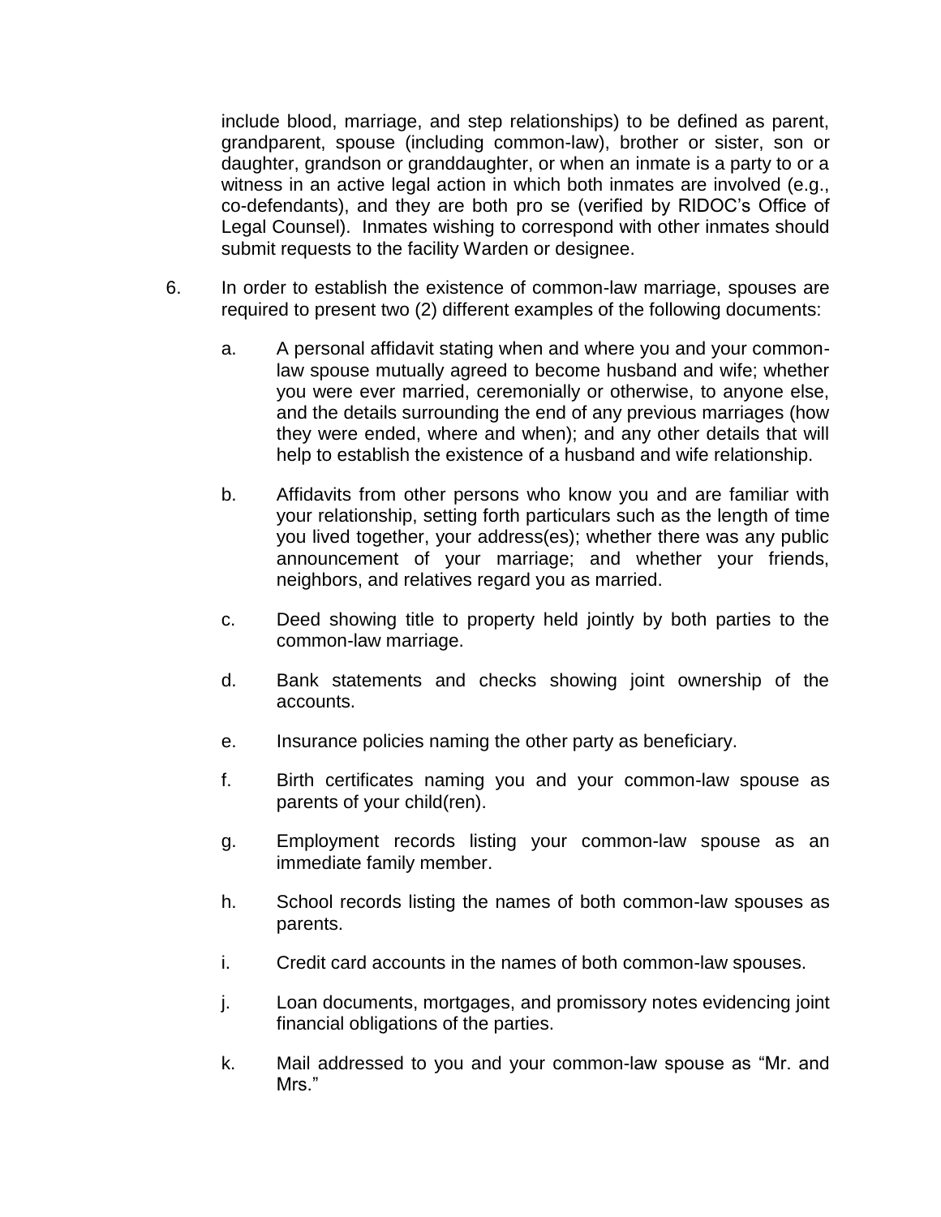include blood, marriage, and step relationships) to be defined as parent, grandparent, spouse (including common-law), brother or sister, son or daughter, grandson or granddaughter, or when an inmate is a party to or a witness in an active legal action in which both inmates are involved (e.g., co-defendants), and they are both pro se (verified by RIDOC's Office of Legal Counsel). Inmates wishing to correspond with other inmates should submit requests to the facility Warden or designee.

6. In order to establish the existence of common-law marriage, spouses are required to present two (2) different examples of the following documents:

   a. A personal affidavit stating when and where you and your common-law spouse mutually agreed to become husband and wife; whether you were ever married, ceremonially or otherwise, to anyone else, and the details surrounding the end of any previous marriages (how they were ended, where and when); and any other details that will help to establish the existence of a husband and wife relationship.

   b. Affidavits from other persons who know you and are familiar with your relationship, setting forth particulars such as the length of time you lived together, your address(es); whether there was any public announcement of your marriage; and whether your friends, neighbors, and relatives regard you as married.

   c. Deed showing title to property held jointly by both parties to the common-law marriage.

   d. Bank statements and checks showing joint ownership of the accounts.

   e. Insurance policies naming the other party as beneficiary.

   f. Birth certificates naming you and your common-law spouse as parents of your child(ren).

   g. Employment records listing your common-law spouse as an immediate family member.

   h. School records listing the names of both common-law spouses as parents.

   i. Credit card accounts in the names of both common-law spouses.

   j. Loan documents, mortgages, and promissory notes evidencing joint financial obligations of the parties.

   k. Mail addressed to you and your common-law spouse as "Mr. and Mrs."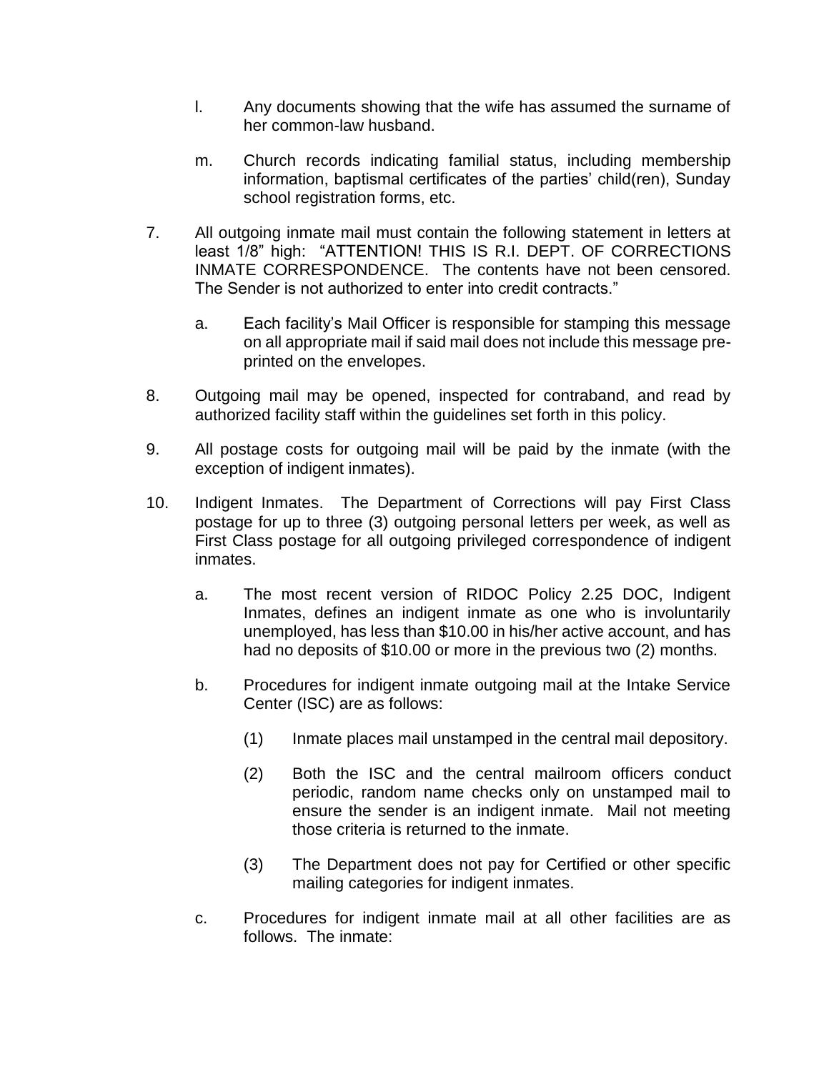l. Any documents showing that the wife has assumed the surname of her common-law husband.

   m. Church records indicating familial status, including membership information, baptismal certificates of the parties' child(ren), Sunday school registration forms, etc.

7. All outgoing inmate mail must contain the following statement in letters at least 1/8" high: "ATTENTION! THIS IS R.I. DEPT. OF CORRECTIONS INMATE CORRESPONDENCE. The contents have not been censored. The Sender is not authorized to enter into credit contracts."

   a. Each facility's Mail Officer is responsible for stamping this message on all appropriate mail if said mail does not include this message pre-printed on the envelopes.

8. Outgoing mail may be opened, inspected for contraband, and read by authorized facility staff within the guidelines set forth in this policy.

9. All postage costs for outgoing mail will be paid by the inmate (with the exception of indigent inmates).

10. Indigent Inmates. The Department of Corrections will pay First Class postage for up to three (3) outgoing personal letters per week, as well as First Class postage for all outgoing privileged correspondence of indigent inmates.

   a. The most recent version of RIDOC Policy 2.25 DOC, Indigent Inmates, defines an indigent inmate as one who is involuntarily unemployed, has less than $10.00 in his/her active account, and has had no deposits of $10.00 or more in the previous two (2) months.

   b. Procedures for indigent inmate outgoing mail at the Intake Service Center (ISC) are as follows:

      (1) Inmate places mail unstamped in the central mail depository.

      (2) Both the ISC and the central mailroom officers conduct periodic, random name checks only on unstamped mail to ensure the sender is an indigent inmate. Mail not meeting those criteria is returned to the inmate.

      (3) The Department does not pay for Certified or other specific mailing categories for indigent inmates.

   c. Procedures for indigent inmate mail at all other facilities are as follows. The inmate: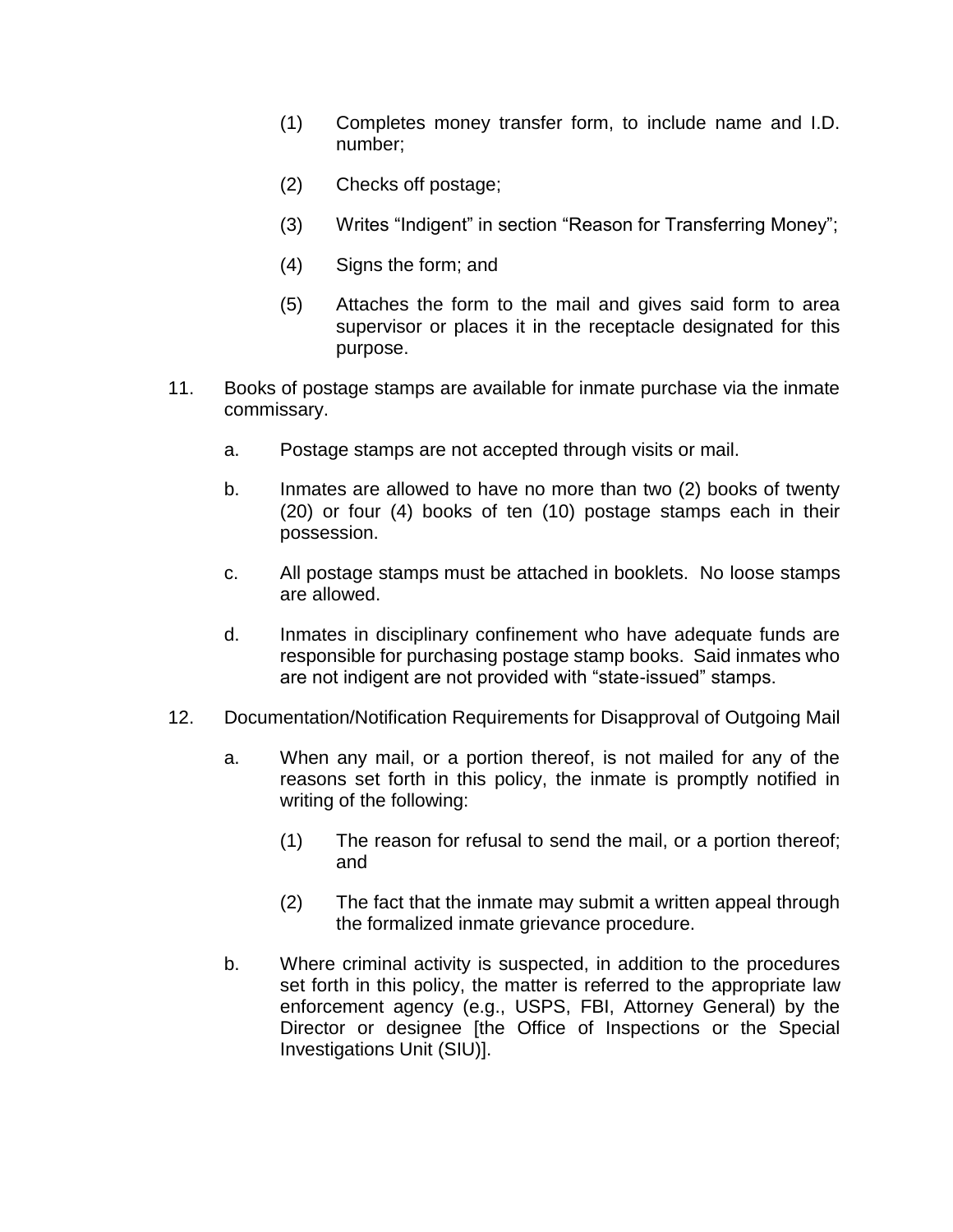(1) Completes money transfer form, to include name and I.D. number;

(2) Checks off postage;

(3) Writes "Indigent" in section "Reason for Transferring Money";

(4) Signs the form; and

(5) Attaches the form to the mail and gives said form to area supervisor or places it in the receptacle designated for this purpose.

11. Books of postage stamps are available for inmate purchase via the inmate commissary.

    a. Postage stamps are not accepted through visits or mail.

    b. Inmates are allowed to have no more than two (2) books of twenty (20) or four (4) books of ten (10) postage stamps each in their possession.

    c. All postage stamps must be attached in booklets. No loose stamps are allowed.

    d. Inmates in disciplinary confinement who have adequate funds are responsible for purchasing postage stamp books. Said inmates who are not indigent are not provided with "state-issued" stamps.

12. Documentation/Notification Requirements for Disapproval of Outgoing Mail

    a. When any mail, or a portion thereof, is not mailed for any of the reasons set forth in this policy, the inmate is promptly notified in writing of the following:

        (1) The reason for refusal to send the mail, or a portion thereof; and

        (2) The fact that the inmate may submit a written appeal through the formalized inmate grievance procedure.

    b. Where criminal activity is suspected, in addition to the procedures set forth in this policy, the matter is referred to the appropriate law enforcement agency (e.g., USPS, FBI, Attorney General) by the Director or designee [the Office of Inspections or the Special Investigations Unit (SIU)].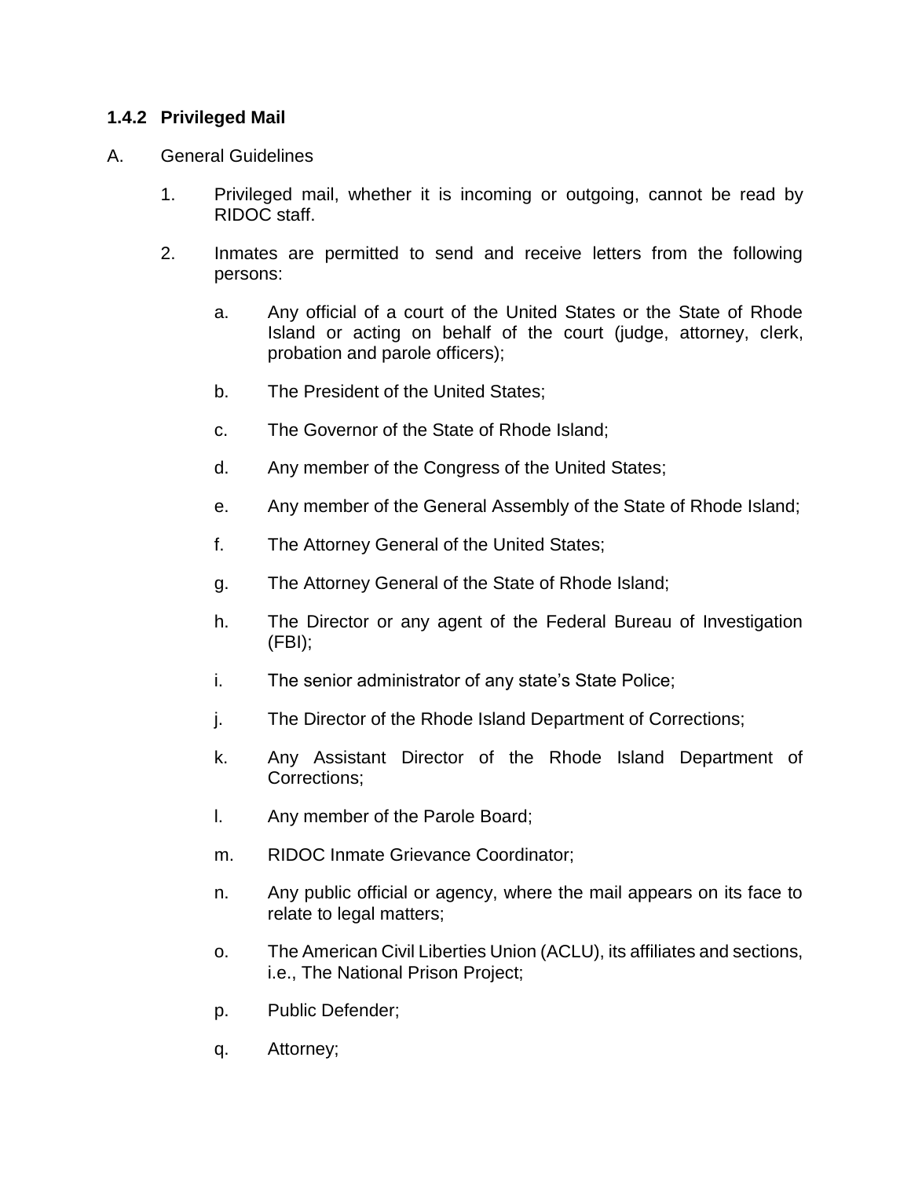### 1.4.2 Privileged Mail

A. General Guidelines

1. Privileged mail, whether it is incoming or outgoing, cannot be read by RIDOC staff.

2. Inmates are permitted to send and receive letters from the following persons:

   a. Any official of a court of the United States or the State of Rhode Island or acting on behalf of the court (judge, attorney, clerk, probation and parole officers);

   b. The President of the United States;

   c. The Governor of the State of Rhode Island;

   d. Any member of the Congress of the United States;

   e. Any member of the General Assembly of the State of Rhode Island;

   f. The Attorney General of the United States;

   g. The Attorney General of the State of Rhode Island;

   h. The Director or any agent of the Federal Bureau of Investigation (FBI);

   i. The senior administrator of any state's State Police;

   j. The Director of the Rhode Island Department of Corrections;

   k. Any Assistant Director of the Rhode Island Department of Corrections;

   l. Any member of the Parole Board;

   m. RIDOC Inmate Grievance Coordinator;

   n. Any public official or agency, where the mail appears on its face to relate to legal matters;

   o. The American Civil Liberties Union (ACLU), its affiliates and sections, i.e., The National Prison Project;

   p. Public Defender;

   q. Attorney;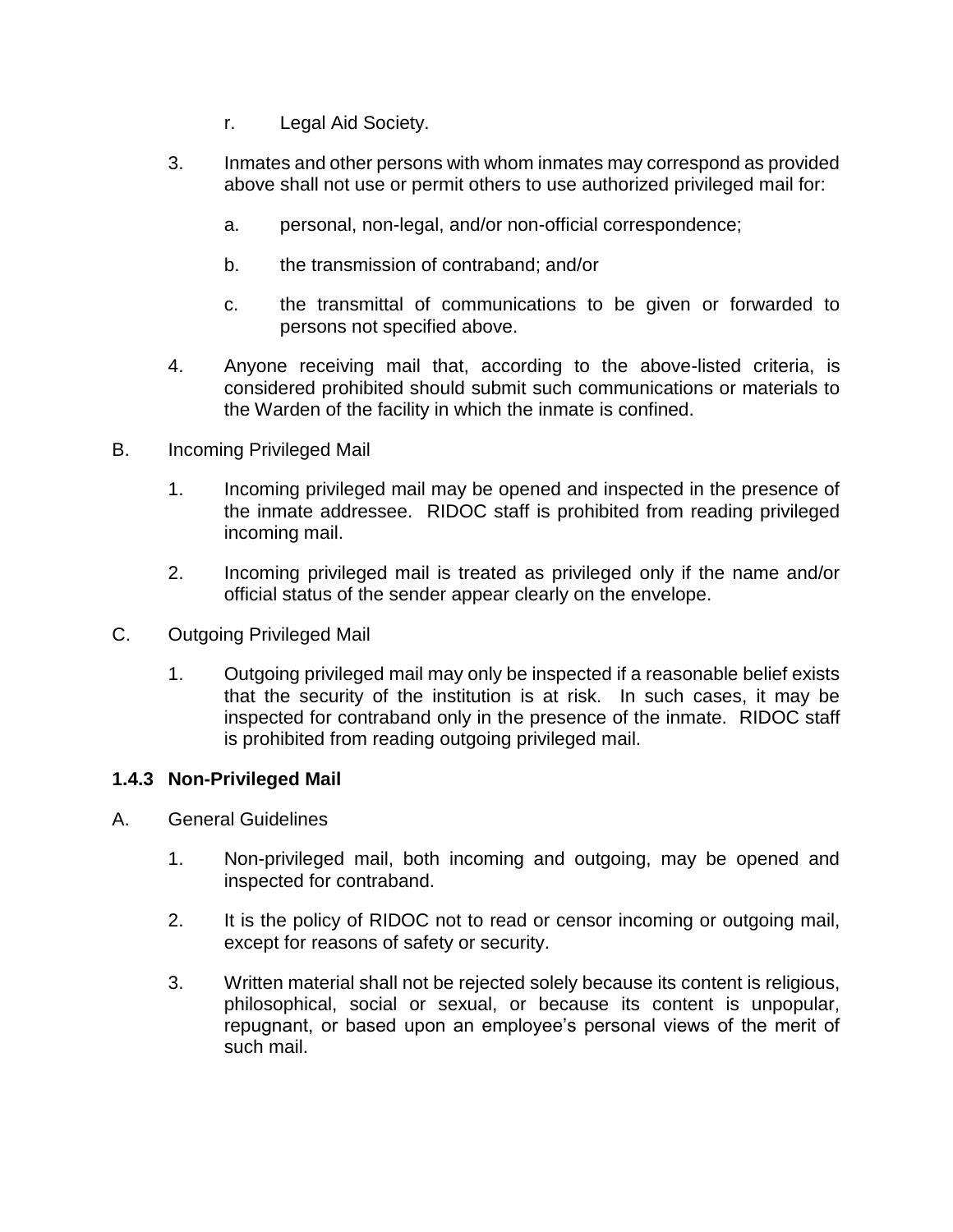r. Legal Aid Society.

3. Inmates and other persons with whom inmates may correspond as provided above shall not use or permit others to use authorized privileged mail for:

   a. personal, non-legal, and/or non-official correspondence;

   b. the transmission of contraband; and/or

   c. the transmittal of communications to be given or forwarded to persons not specified above.

4. Anyone receiving mail that, according to the above-listed criteria, is considered prohibited should submit such communications or materials to the Warden of the facility in which the inmate is confined.

B. Incoming Privileged Mail

   1. Incoming privileged mail may be opened and inspected in the presence of the inmate addressee. RIDOC staff is prohibited from reading privileged incoming mail.

   2. Incoming privileged mail is treated as privileged only if the name and/or official status of the sender appear clearly on the envelope.

C. Outgoing Privileged Mail

   1. Outgoing privileged mail may only be inspected if a reasonable belief exists that the security of the institution is at risk. In such cases, it may be inspected for contraband only in the presence of the inmate. RIDOC staff is prohibited from reading outgoing privileged mail.

### 1.4.3 Non-Privileged Mail

A. General Guidelines

   1. Non-privileged mail, both incoming and outgoing, may be opened and inspected for contraband.

   2. It is the policy of RIDOC not to read or censor incoming or outgoing mail, except for reasons of safety or security.

   3. Written material shall not be rejected solely because its content is religious, philosophical, social or sexual, or because its content is unpopular, repugnant, or based upon an employee's personal views of the merit of such mail.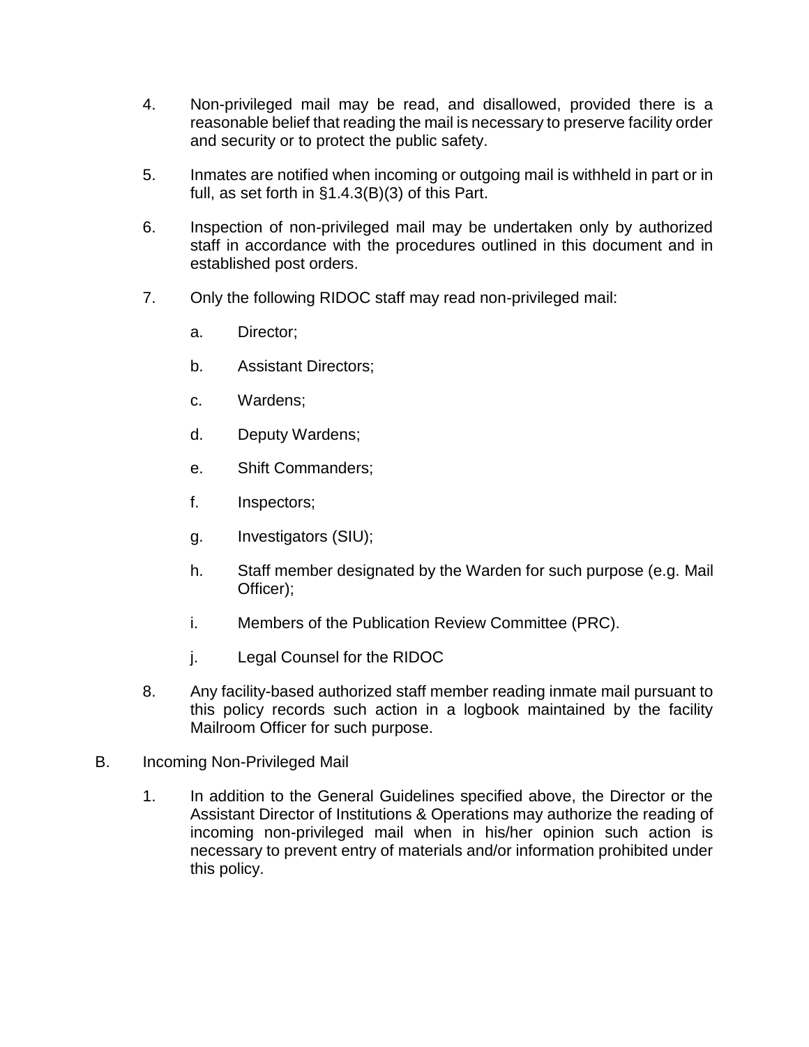4. Non-privileged mail may be read, and disallowed, provided there is a reasonable belief that reading the mail is necessary to preserve facility order and security or to protect the public safety.

5. Inmates are notified when incoming or outgoing mail is withheld in part or in full, as set forth in §1.4.3(B)(3) of this Part.

6. Inspection of non-privileged mail may be undertaken only by authorized staff in accordance with the procedures outlined in this document and in established post orders.

7. Only the following RIDOC staff may read non-privileged mail:

   a. Director;

   b. Assistant Directors;

   c. Wardens;

   d. Deputy Wardens;

   e. Shift Commanders;

   f. Inspectors;

   g. Investigators (SIU);

   h. Staff member designated by the Warden for such purpose (e.g. Mail Officer);

   i. Members of the Publication Review Committee (PRC).

   j. Legal Counsel for the RIDOC

8. Any facility-based authorized staff member reading inmate mail pursuant to this policy records such action in a logbook maintained by the facility Mailroom Officer for such purpose.

B. Incoming Non-Privileged Mail

1. In addition to the General Guidelines specified above, the Director or the Assistant Director of Institutions & Operations may authorize the reading of incoming non-privileged mail when in his/her opinion such action is necessary to prevent entry of materials and/or information prohibited under this policy.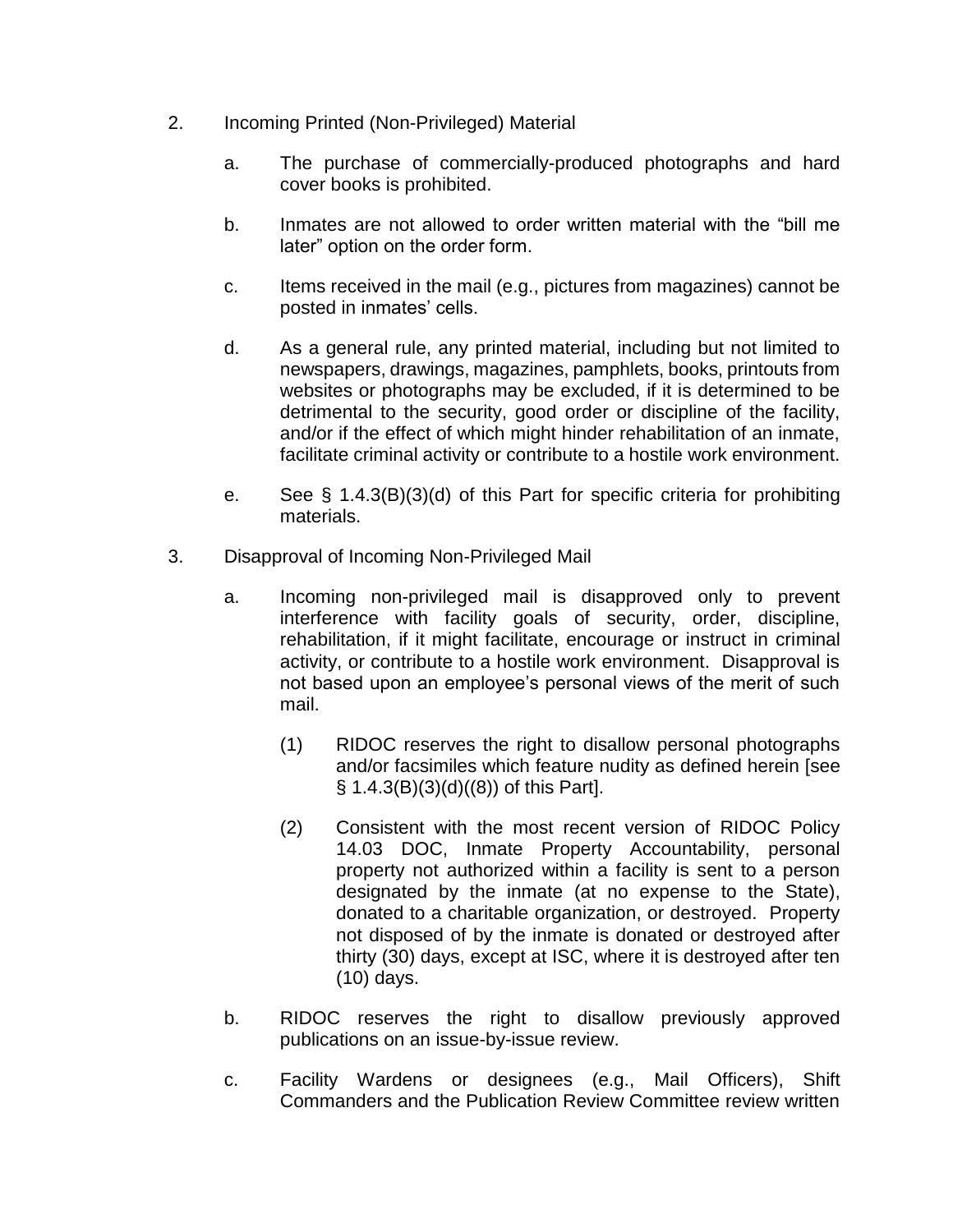2. Incoming Printed (Non-Privileged) Material

   a. The purchase of commercially-produced photographs and hard cover books is prohibited.

   b. Inmates are not allowed to order written material with the "bill me later" option on the order form.

   c. Items received in the mail (e.g., pictures from magazines) cannot be posted in inmates' cells.

   d. As a general rule, any printed material, including but not limited to newspapers, drawings, magazines, pamphlets, books, printouts from websites or photographs may be excluded, if it is determined to be detrimental to the security, good order or discipline of the facility, and/or if the effect of which might hinder rehabilitation of an inmate, facilitate criminal activity or contribute to a hostile work environment.

   e. See § 1.4.3(B)(3)(d) of this Part for specific criteria for prohibiting materials.

3. Disapproval of Incoming Non-Privileged Mail

   a. Incoming non-privileged mail is disapproved only to prevent interference with facility goals of security, order, discipline, rehabilitation, if it might facilitate, encourage or instruct in criminal activity, or contribute to a hostile work environment. Disapproval is not based upon an employee's personal views of the merit of such mail.

      (1) RIDOC reserves the right to disallow personal photographs and/or facsimiles which feature nudity as defined herein [see § 1.4.3(B)(3)(d)((8)) of this Part].

      (2) Consistent with the most recent version of RIDOC Policy 14.03 DOC, Inmate Property Accountability, personal property not authorized within a facility is sent to a person designated by the inmate (at no expense to the State), donated to a charitable organization, or destroyed. Property not disposed of by the inmate is donated or destroyed after thirty (30) days, except at ISC, where it is destroyed after ten (10) days.

   b. RIDOC reserves the right to disallow previously approved publications on an issue-by-issue review.

   c. Facility Wardens or designees (e.g., Mail Officers), Shift Commanders and the Publication Review Committee review written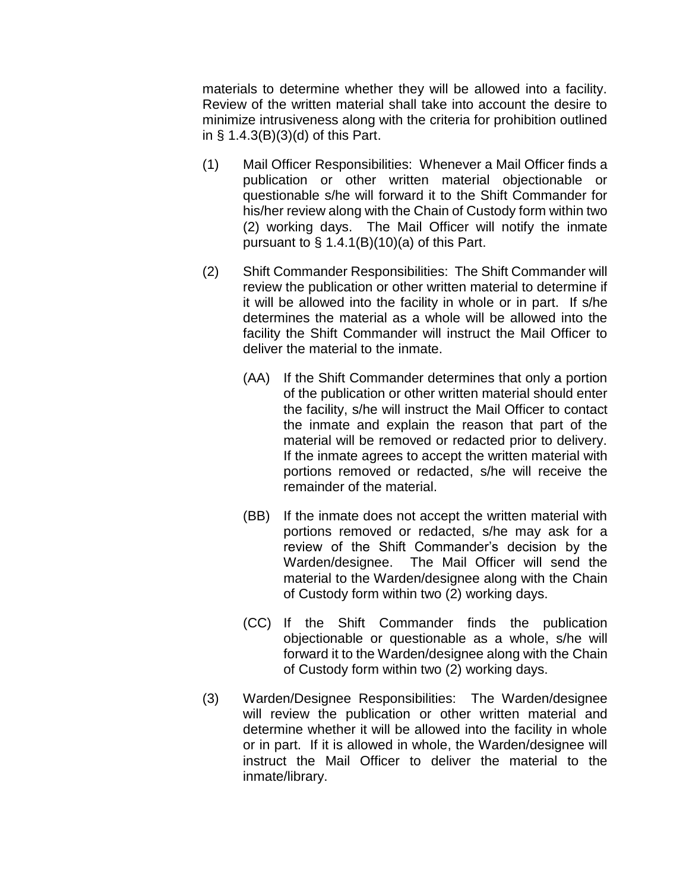materials to determine whether they will be allowed into a facility. Review of the written material shall take into account the desire to minimize intrusiveness along with the criteria for prohibition outlined in § 1.4.3(B)(3)(d) of this Part.

(1) Mail Officer Responsibilities: Whenever a Mail Officer finds a publication or other written material objectionable or questionable s/he will forward it to the Shift Commander for his/her review along with the Chain of Custody form within two (2) working days. The Mail Officer will notify the inmate pursuant to § 1.4.1(B)(10)(a) of this Part.

(2) Shift Commander Responsibilities: The Shift Commander will review the publication or other written material to determine if it will be allowed into the facility in whole or in part. If s/he determines the material as a whole will be allowed into the facility the Shift Commander will instruct the Mail Officer to deliver the material to the inmate.

   (AA) If the Shift Commander determines that only a portion of the publication or other written material should enter the facility, s/he will instruct the Mail Officer to contact the inmate and explain the reason that part of the material will be removed or redacted prior to delivery. If the inmate agrees to accept the written material with portions removed or redacted, s/he will receive the remainder of the material.

   (BB) If the inmate does not accept the written material with portions removed or redacted, s/he may ask for a review of the Shift Commander's decision by the Warden/designee. The Mail Officer will send the material to the Warden/designee along with the Chain of Custody form within two (2) working days.

   (CC) If the Shift Commander finds the publication objectionable or questionable as a whole, s/he will forward it to the Warden/designee along with the Chain of Custody form within two (2) working days.

(3) Warden/Designee Responsibilities: The Warden/designee will review the publication or other written material and determine whether it will be allowed into the facility in whole or in part. If it is allowed in whole, the Warden/designee will instruct the Mail Officer to deliver the material to the inmate/library.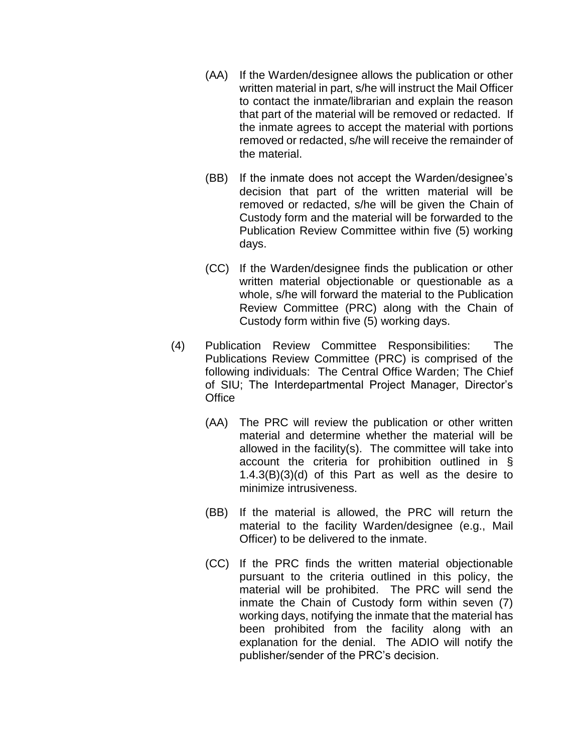(AA) If the Warden/designee allows the publication or other written material in part, s/he will instruct the Mail Officer to contact the inmate/librarian and explain the reason that part of the material will be removed or redacted. If the inmate agrees to accept the material with portions removed or redacted, s/he will receive the remainder of the material.

(BB) If the inmate does not accept the Warden/designee's decision that part of the written material will be removed or redacted, s/he will be given the Chain of Custody form and the material will be forwarded to the Publication Review Committee within five (5) working days.

(CC) If the Warden/designee finds the publication or other written material objectionable or questionable as a whole, s/he will forward the material to the Publication Review Committee (PRC) along with the Chain of Custody form within five (5) working days.

(4) Publication Review Committee Responsibilities: The Publications Review Committee (PRC) is comprised of the following individuals: The Central Office Warden; The Chief of SIU; The Interdepartmental Project Manager, Director's Office

(AA) The PRC will review the publication or other written material and determine whether the material will be allowed in the facility(s). The committee will take into account the criteria for prohibition outlined in § 1.4.3(B)(3)(d) of this Part as well as the desire to minimize intrusiveness.

(BB) If the material is allowed, the PRC will return the material to the facility Warden/designee (e.g., Mail Officer) to be delivered to the inmate.

(CC) If the PRC finds the written material objectionable pursuant to the criteria outlined in this policy, the material will be prohibited. The PRC will send the inmate the Chain of Custody form within seven (7) working days, notifying the inmate that the material has been prohibited from the facility along with an explanation for the denial. The ADIO will notify the publisher/sender of the PRC's decision.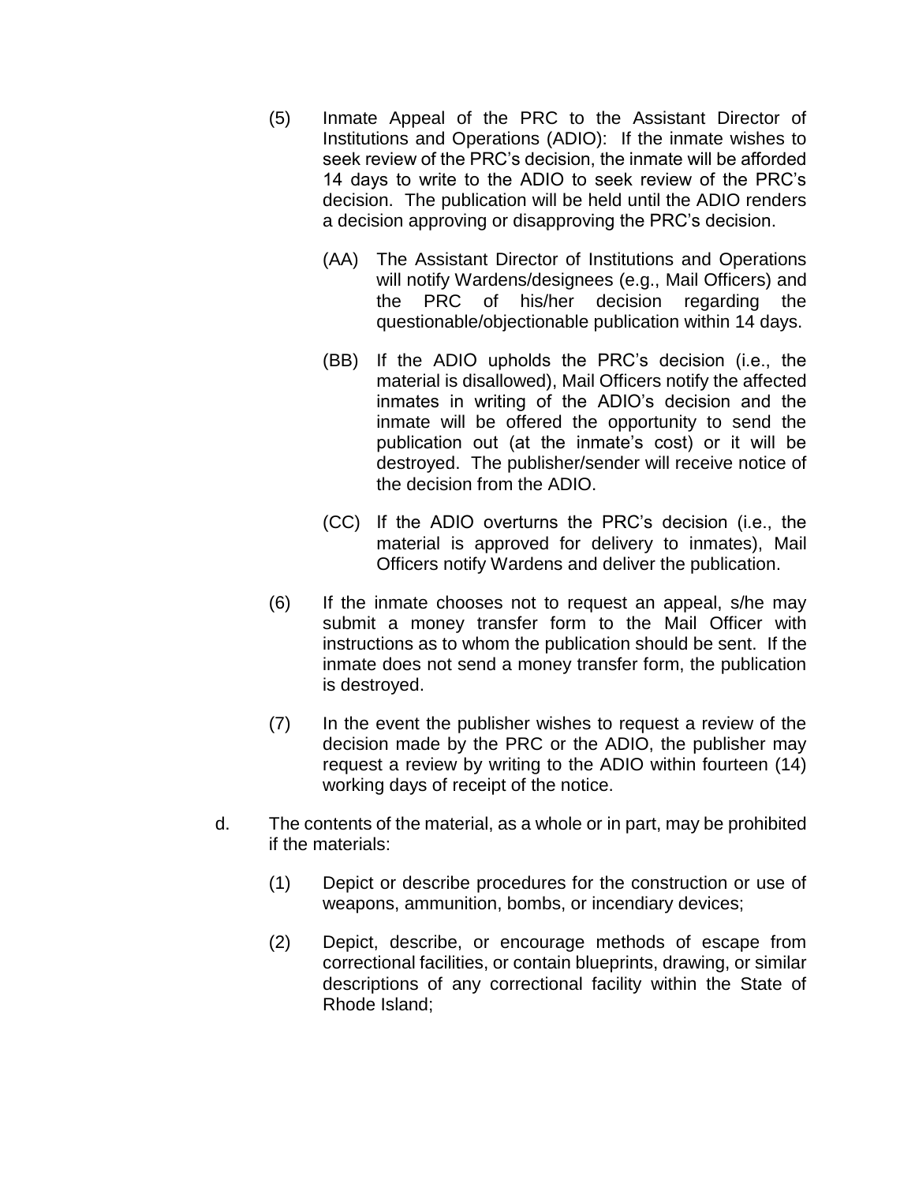(5) Inmate Appeal of the PRC to the Assistant Director of Institutions and Operations (ADIO): If the inmate wishes to seek review of the PRC's decision, the inmate will be afforded 14 days to write to the ADIO to seek review of the PRC's decision. The publication will be held until the ADIO renders a decision approving or disapproving the PRC's decision.

   (AA) The Assistant Director of Institutions and Operations will notify Wardens/designees (e.g., Mail Officers) and the PRC of his/her decision regarding the questionable/objectionable publication within 14 days.

   (BB) If the ADIO upholds the PRC's decision (i.e., the material is disallowed), Mail Officers notify the affected inmates in writing of the ADIO's decision and the inmate will be offered the opportunity to send the publication out (at the inmate's cost) or it will be destroyed. The publisher/sender will receive notice of the decision from the ADIO.

   (CC) If the ADIO overturns the PRC's decision (i.e., the material is approved for delivery to inmates), Mail Officers notify Wardens and deliver the publication.

(6) If the inmate chooses not to request an appeal, s/he may submit a money transfer form to the Mail Officer with instructions as to whom the publication should be sent. If the inmate does not send a money transfer form, the publication is destroyed.

(7) In the event the publisher wishes to request a review of the decision made by the PRC or the ADIO, the publisher may request a review by writing to the ADIO within fourteen (14) working days of receipt of the notice.

d. The contents of the material, as a whole or in part, may be prohibited if the materials:

   (1) Depict or describe procedures for the construction or use of weapons, ammunition, bombs, or incendiary devices;

   (2) Depict, describe, or encourage methods of escape from correctional facilities, or contain blueprints, drawing, or similar descriptions of any correctional facility within the State of Rhode Island;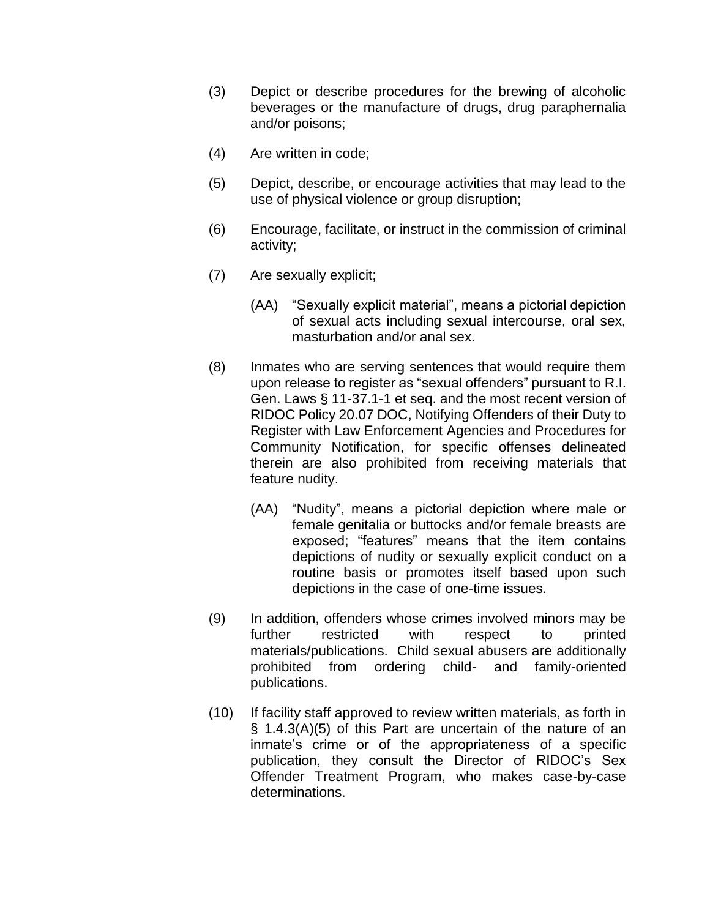(3) Depict or describe procedures for the brewing of alcoholic beverages or the manufacture of drugs, drug paraphernalia and/or poisons;

(4) Are written in code;

(5) Depict, describe, or encourage activities that may lead to the use of physical violence or group disruption;

(6) Encourage, facilitate, or instruct in the commission of criminal activity;

(7) Are sexually explicit;

   (AA) "Sexually explicit material", means a pictorial depiction of sexual acts including sexual intercourse, oral sex, masturbation and/or anal sex.

(8) Inmates who are serving sentences that would require them upon release to register as "sexual offenders" pursuant to R.I. Gen. Laws § 11-37.1-1 et seq. and the most recent version of RIDOC Policy 20.07 DOC, Notifying Offenders of their Duty to Register with Law Enforcement Agencies and Procedures for Community Notification, for specific offenses delineated therein are also prohibited from receiving materials that feature nudity.

   (AA) "Nudity", means a pictorial depiction where male or female genitalia or buttocks and/or female breasts are exposed; "features" means that the item contains depictions of nudity or sexually explicit conduct on a routine basis or promotes itself based upon such depictions in the case of one-time issues.

(9) In addition, offenders whose crimes involved minors may be further restricted with respect to printed materials/publications. Child sexual abusers are additionally prohibited from ordering child- and family-oriented publications.

(10) If facility staff approved to review written materials, as forth in § 1.4.3(A)(5) of this Part are uncertain of the nature of an inmate's crime or of the appropriateness of a specific publication, they consult the Director of RIDOC's Sex Offender Treatment Program, who makes case-by-case determinations.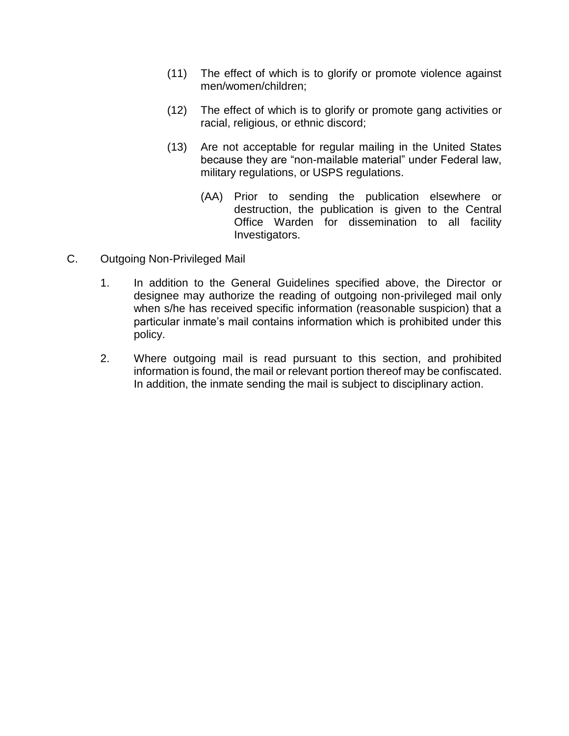(11) The effect of which is to glorify or promote violence against men/women/children;

(12) The effect of which is to glorify or promote gang activities or racial, religious, or ethnic discord;

(13) Are not acceptable for regular mailing in the United States because they are "non-mailable material" under Federal law, military regulations, or USPS regulations.

(AA) Prior to sending the publication elsewhere or destruction, the publication is given to the Central Office Warden for dissemination to all facility Investigators.

C. Outgoing Non-Privileged Mail

1. In addition to the General Guidelines specified above, the Director or designee may authorize the reading of outgoing non-privileged mail only when s/he has received specific information (reasonable suspicion) that a particular inmate's mail contains information which is prohibited under this policy.

2. Where outgoing mail is read pursuant to this section, and prohibited information is found, the mail or relevant portion thereof may be confiscated. In addition, the inmate sending the mail is subject to disciplinary action.